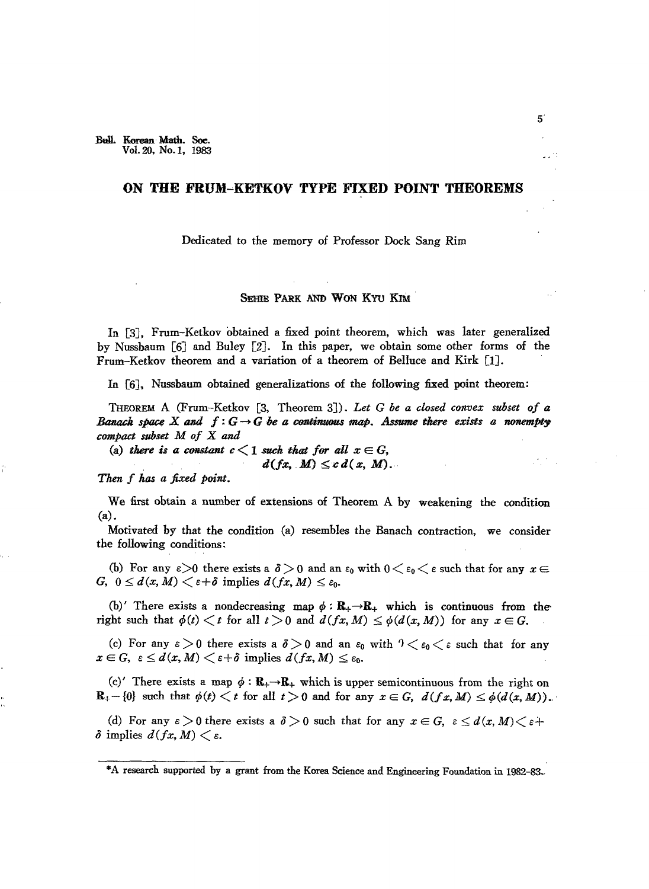# ON THE FRUM-KETKOV TYPE FIXED POINT THEOREMS

Dedicated to the memory of Professor Dock Sang Rim

SEHIE PARK AND WON KYU KIM

In [3], Frum-Ketkov obtained a fixed point theorem, which was later generalized by Nussbaum [6] and Buley [2]. In this paper, we obtain some other forms of the Frum-Ketkov theorem and a variation of a theorem of Belluce and Kirk [1].

In [6], Nussbaum obtained generalizations of the following fixed point theorem:

THEOREM A (Frum-Ketkov [3, Theorem 3]). *Let $G$ be a closed convex subset of a Banach space $X$ and $f: G \to G$ be a continuous map. Assume there exists a nonempty compact subset $M$ of $X$ and*

(a) *there is a constant $c < 1$ such that for all $x \in G$,*

$$d(fx, M) \leq c\, d(x, M).$$

*Then $f$ has a fixed point.*

We first obtain a number of extensions of Theorem A by weakening the condition (a).

Motivated by that the condition (a) resembles the Banach contraction, we consider the following conditions:

(b) For any $\varepsilon > 0$ there exists a $\delta > 0$ and an $\varepsilon_0$ with $0 < \varepsilon_0 < \varepsilon$ such that for any $x \in G$, $0 \leq d(x, M) < \varepsilon + \delta$ implies $d(fx, M) \leq \varepsilon_0$.

(b)′ There exists a nondecreasing map $\phi: \mathbf{R}_+ \to \mathbf{R}_+$ which is continuous from the right such that $\phi(t) < t$ for all $t > 0$ and $d(fx, M) \leq \phi(d(x, M))$ for any $x \in G$.

(c) For any $\varepsilon > 0$ there exists a $\delta > 0$ and an $\varepsilon_0$ with $0 < \varepsilon_0 < \varepsilon$ such that for any $x \in G$, $\varepsilon \leq d(x, M) < \varepsilon + \delta$ implies $d(fx, M) \leq \varepsilon_0$.

(c)′ There exists a map $\phi: \mathbf{R}_+ \to \mathbf{R}_+$ which is upper semicontinuous from the right on $\mathbf{R}_+ - \{0\}$ such that $\phi(t) < t$ for all $t > 0$ and for any $x \in G$, $d(fx, M) \leq \phi(d(x, M))$.

(d) For any $\varepsilon > 0$ there exists a $\delta > 0$ such that for any $x \in G$, $\varepsilon \leq d(x, M) < \varepsilon + \delta$ implies $d(fx, M) < \varepsilon$.

*A research supported by a grant from the Korea Science and Engineering Foundation in 1982–83.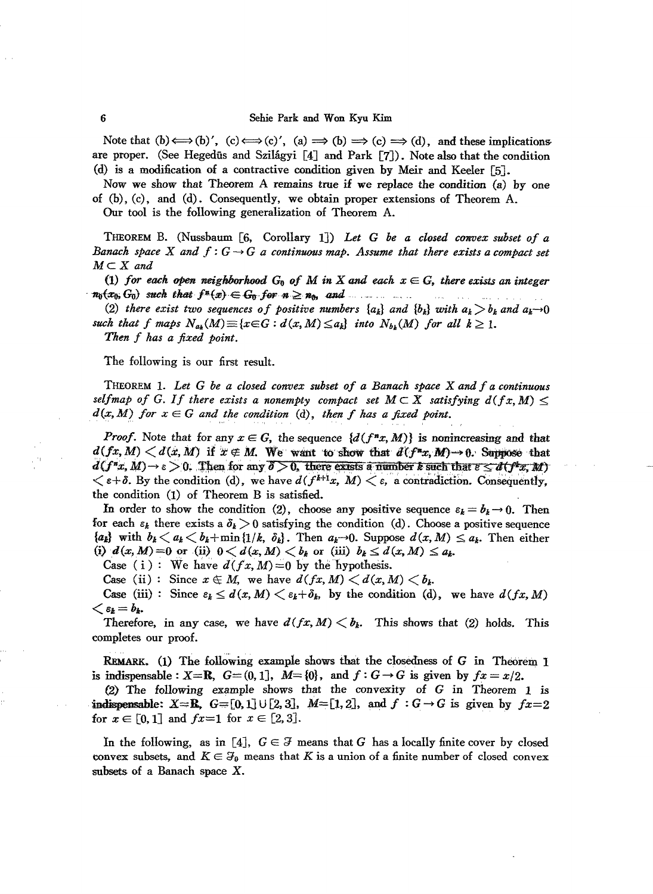Note that (b)$\Longleftrightarrow$(b)$'$, (c)$\Longleftrightarrow$(c)$'$, (a) $\Longrightarrow$ (b) $\Longrightarrow$ (c) $\Longrightarrow$ (d), and these implications are proper. (See Hegedűs and Szilágyi [4] and Park [7]). Note also that the condition (d) is a modification of a contractive condition given by Meir and Keeler [5].

Now we show that Theorem A remains true if we replace the condition (a) by one of (b), (c), and (d). Consequently, we obtain proper extensions of Theorem A.

Our tool is the following generalization of Theorem A.

THEOREM B. (Nussbaum [6, Corollary 1]) *Let $G$ be a closed convex subset of a Banach space $X$ and $f: G \to G$ a continuous map. Assume that there exists a compact set $M \subset X$ and*

*(1) for each open neighborhood $G_0$ of $M$ in $X$ and each $x \in G$, there exists an integer $n_0(x_0, G_0)$ such that $f^n(x) \in G_0$ for $n \geq n_0$, and*

*(2) there exist two sequences of positive numbers $\{a_k\}$ and $\{b_k\}$ with $a_k > b_k$ and $a_k \to 0$ such that $f$ maps $N_{a_k}(M) \equiv \{x \in G : d(x, M) \leq a_k\}$ into $N_{b_k}(M)$ for all $k \geq 1$.*

*Then $f$ has a fixed point.*

The following is our first result.

THEOREM 1. *Let $G$ be a closed convex subset of a Banach space $X$ and $f$ a continuous selfmap of $G$. If there exists a nonempty compact set $M \subset X$ satisfying $d(fx, M) \leq d(x, M)$ for $x \in G$ and the condition (d), then $f$ has a fixed point.*

*Proof.* Note that for any $x \in G$, the sequence $\{d(f^n x, M)\}$ is nonincreasing and that $d(fx, M) < d(x, M)$ if $x \notin M$. We want to show that $d(f^n x, M) \to 0$. Suppose that $d(f^n x, M) \to \varepsilon > 0$. Then for any $\delta > 0$, there exists a number $k$ such that $\varepsilon \leq d(f^k x, M) < \varepsilon + \delta$. By the condition (d), we have $d(f^{k+1}x, M) < \varepsilon$, a contradiction. Consequently, the condition (1) of Theorem B is satisfied.

In order to show the condition (2), choose any positive sequence $\varepsilon_k = b_k \to 0$. Then for each $\varepsilon_k$ there exists a $\delta_k > 0$ satisfying the condition (d). Choose a positive sequence $\{a_k\}$ with $b_k < a_k < b_k + \min\{1/k, \delta_k\}$. Then $a_k \to 0$. Suppose $d(x, M) \leq a_k$. Then either (i) $d(x, M) = 0$ or (ii) $0 < d(x, M) < b_k$ or (iii) $b_k \leq d(x, M) \leq a_k$.

Case (i) : We have $d(fx, M) = 0$ by the hypothesis.

Case (ii) : Since $x \notin M$, we have $d(fx, M) < d(x, M) < b_k$.

Case (iii) : Since $\varepsilon_k \leq d(x, M) < \varepsilon_k + \delta_k$, by the condition (d), we have $d(fx, M) < \varepsilon_k = b_k$.

Therefore, in any case, we have $d(fx, M) < b_k$. This shows that (2) holds. This completes our proof.

REMARK. (1) The following example shows that the closedness of $G$ in Theorem 1 is indispensable : $X = \mathbf{R}$, $G = (0, 1]$, $M = \{0\}$, and $f: G \to G$ is given by $fx = x/2$.

(2) The following example shows that the convexity of $G$ in Theorem 1 is indispensable: $X = \mathbf{R}$, $G = [0, 1] \cup [2, 3]$, $M = [1, 2]$, and $f: G \to G$ is given by $fx = 2$ for $x \in [0, 1]$ and $fx = 1$ for $x \in [2, 3]$.

In the following, as in [4], $G \in \mathfrak{F}$ means that $G$ has a locally finite cover by closed convex subsets, and $K \in \mathfrak{F}_0$ means that $K$ is a union of a finite number of closed convex subsets of a Banach space $X$.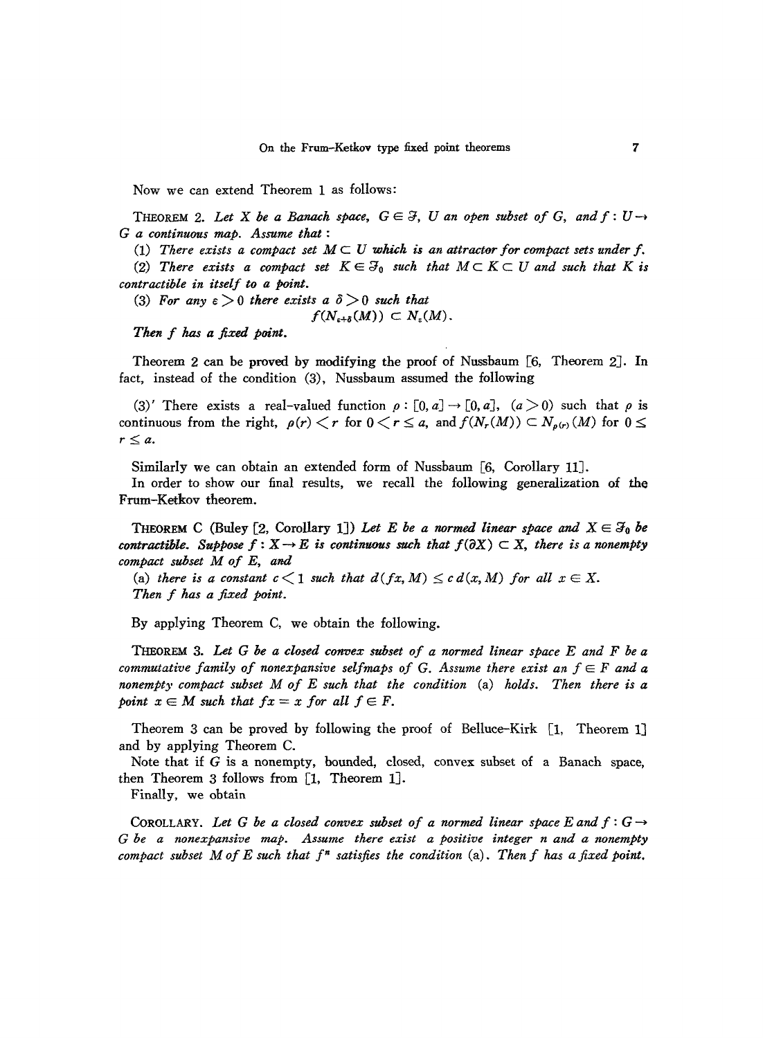Now we can extend Theorem 1 as follows:

THEOREM 2. *Let $X$ be a Banach space, $G \in \mathfrak{F}$, $U$ an open subset of $G$, and $f : U \to G$ a continuous map. Assume that :*

*(1) There exists a compact set $M \subset U$ which is an attractor for compact sets under $f$.*

*(2) There exists a compact set $K \in \mathfrak{F}_0$ such that $M \subset K \subset U$ and such that $K$ is contractible in itself to a point.*

*(3) For any $\varepsilon > 0$ there exists a $\delta > 0$ such that*

$$f(N_{\varepsilon+\delta}(M)) \subset N_{\varepsilon}(M).$$

*Then $f$ has a fixed point.*

Theorem 2 can be proved by modifying the proof of Nussbaum [6, Theorem 2]. In fact, instead of the condition (3), Nussbaum assumed the following

(3)′ There exists a real-valued function $\rho : [0, a] \to [0, a]$, $(a > 0)$ such that $\rho$ is continuous from the right, $\rho(r) < r$ for $0 < r \leq a$, and $f(N_r(M)) \subset N_{\rho(r)}(M)$ for $0 \leq r \leq a$.

Similarly we can obtain an extended form of Nussbaum [6, Corollary 11].

In order to show our final results, we recall the following generalization of the Frum-Ketkov theorem.

THEOREM C (Buley [2, Corollary 1]) *Let $E$ be a normed linear space and $X \in \mathfrak{F}_0$ be contractible. Suppose $f : X \to E$ is continuous such that $f(\partial X) \subset X$, there is a nonempty compact subset $M$ of $E$, and*

*(a) there is a constant $c < 1$ such that $d(fx, M) \leq c\, d(x, M)$ for all $x \in X$.*

*Then $f$ has a fixed point.*

By applying Theorem C, we obtain the following.

THEOREM 3. *Let $G$ be a closed convex subset of a normed linear space $E$ and $F$ be a commutative family of nonexpansive selfmaps of $G$. Assume there exist an $f \in F$ and a nonempty compact subset $M$ of $E$ such that the condition* (a) *holds. Then there is a point $x \in M$ such that $fx = x$ for all $f \in F$.*

Theorem 3 can be proved by following the proof of Belluce-Kirk [1, Theorem 1] and by applying Theorem C.

Note that if $G$ is a nonempty, bounded, closed, convex subset of a Banach space, then Theorem 3 follows from [1, Theorem 1].

Finally, we obtain

COROLLARY. *Let $G$ be a closed convex subset of a normed linear space $E$ and $f : G \to G$ be a nonexpansive map. Assume there exist a positive integer $n$ and a nonempty compact subset $M$ of $E$ such that $f^n$ satisfies the condition* (a). *Then $f$ has a fixed point.*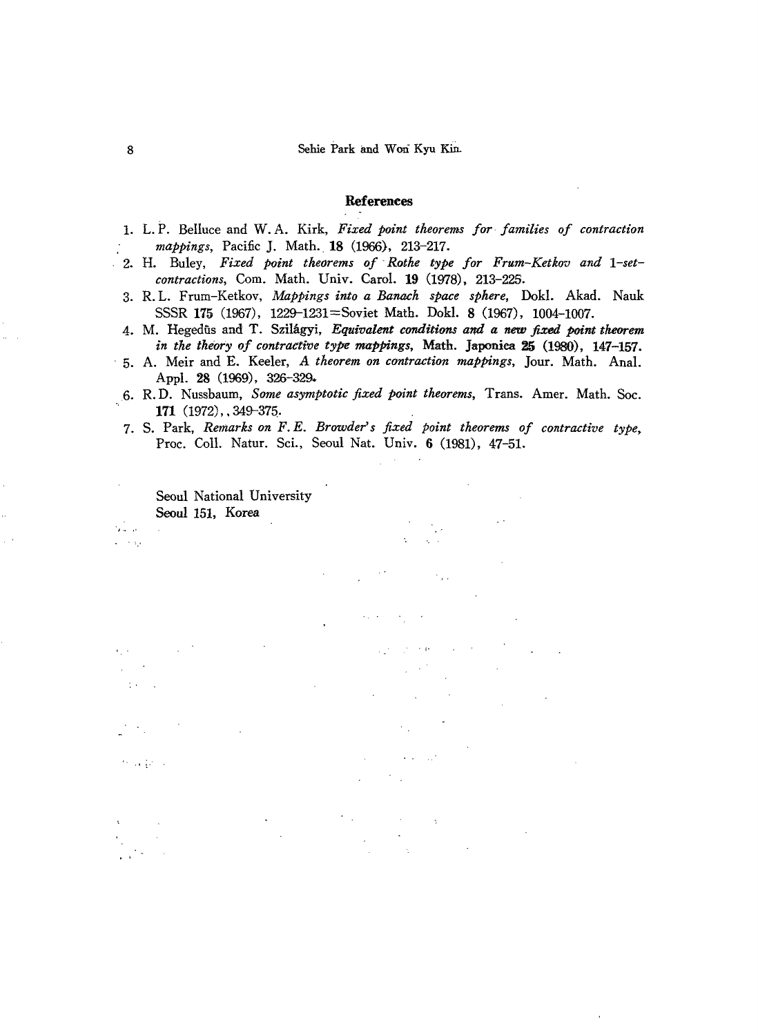## References

1. L.P. Belluce and W.A. Kirk, *Fixed point theorems for families of contraction mappings*, Pacific J. Math. **18** (1966), 213–217.
2. H. Buley, *Fixed point theorems of Rothe type for Frum-Ketkov and 1-set-contractions*, Com. Math. Univ. Carol. **19** (1978), 213–225.
3. R.L. Frum-Ketkov, *Mappings into a Banach space sphere*, Dokl. Akad. Nauk SSSR **175** (1967), 1229–1231=Soviet Math. Dokl. **8** (1967), 1004–1007.
4. M. Hegedüs and T. Szilágyi, *Equivalent conditions and a new fixed point theorem in the theory of contractive type mappings*, Math. Japonica **25** (1980), 147–157.
5. A. Meir and E. Keeler, *A theorem on contraction mappings*, Jour. Math. Anal. Appl. **28** (1969), 326–329.
6. R.D. Nussbaum, *Some asymptotic fixed point theorems*, Trans. Amer. Math. Soc. **171** (1972), 349–375.
7. S. Park, *Remarks on F.E. Browder's fixed point theorems of contractive type*, Proc. Coll. Natur. Sci., Seoul Nat. Univ. **6** (1981), 47–51.

Seoul National University
Seoul 151, Korea